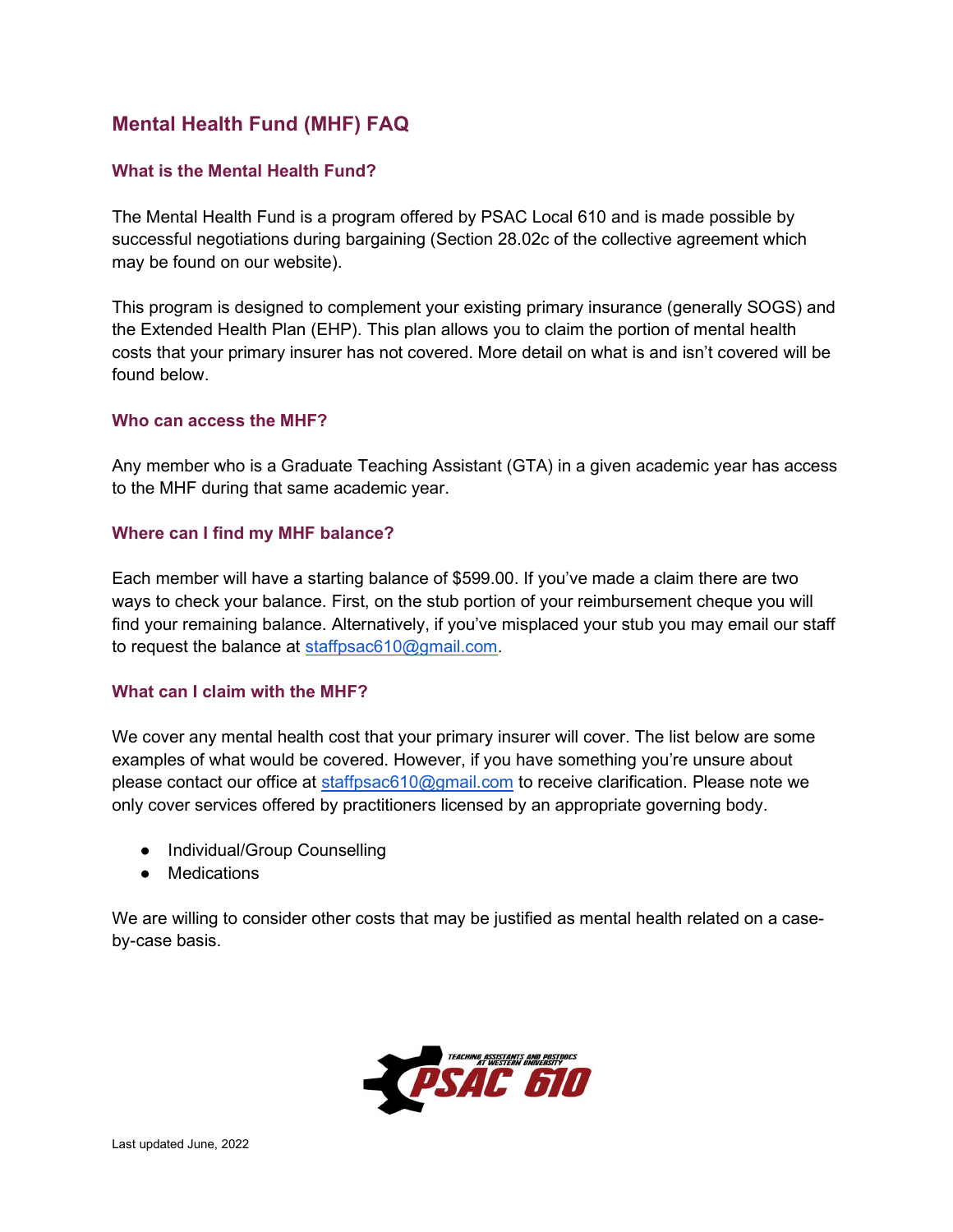# Mental Health Fund (MHF) FAQ

## What is the Mental Health Fund?

The Mental Health Fund is a program offered by PSAC Local 610 and is made possible by successful negotiations during bargaining (Section 28.02c of the collective agreement which may be found on our website).

This program is designed to complement your existing primary insurance (generally SOGS) and the Extended Health Plan (EHP). This plan allows you to claim the portion of mental health costs that your primary insurer has not covered. More detail on what is and isn't covered will be found below.

## Who can access the MHF?

Any member who is a Graduate Teaching Assistant (GTA) in a given academic year has access to the MHF during that same academic year.

## Where can I find my MHF balance?

Each member will have a starting balance of $599.00. If you've made a claim there are two ways to check your balance. First, on the stub portion of your reimbursement cheque you will find your remaining balance. Alternatively, if you've misplaced your stub you may email our staff to request the balance at staffpsac610@gmail.com.

## What can I claim with the MHF?

We cover any mental health cost that your primary insurer will cover. The list below are some examples of what would be covered. However, if you have something you're unsure about please contact our office at staffpsac610@gmail.com to receive clarification. Please note we only cover services offered by practitioners licensed by an appropriate governing body.

- Individual/Group Counselling
- Medications

We are willing to consider other costs that may be justified as mental health related on a case-by-case basis.

TEACHING ASSISTANTS AND POSTDOCS AT WESTERN UNIVERSITY
PSAC 610

Last updated June, 2022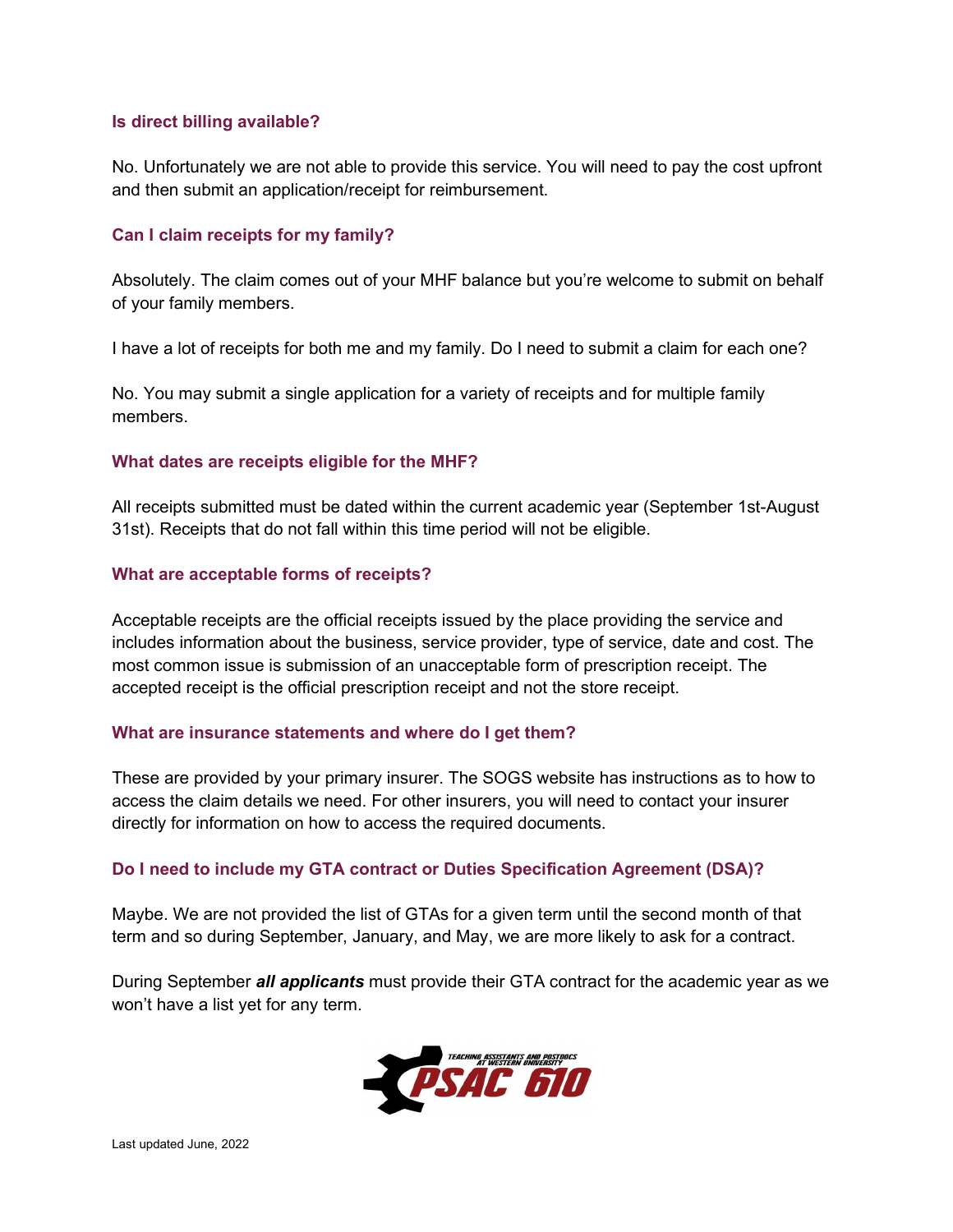### Is direct billing available?

No. Unfortunately we are not able to provide this service. You will need to pay the cost upfront and then submit an application/receipt for reimbursement.

### Can I claim receipts for my family?

Absolutely. The claim comes out of your MHF balance but you're welcome to submit on behalf of your family members.

I have a lot of receipts for both me and my family. Do I need to submit a claim for each one?

No. You may submit a single application for a variety of receipts and for multiple family members.

### What dates are receipts eligible for the MHF?

All receipts submitted must be dated within the current academic year (September 1st-August 31st). Receipts that do not fall within this time period will not be eligible.

### What are acceptable forms of receipts?

Acceptable receipts are the official receipts issued by the place providing the service and includes information about the business, service provider, type of service, date and cost. The most common issue is submission of an unacceptable form of prescription receipt. The accepted receipt is the official prescription receipt and not the store receipt.

### What are insurance statements and where do I get them?

These are provided by your primary insurer. The SOGS website has instructions as to how to access the claim details we need. For other insurers, you will need to contact your insurer directly for information on how to access the required documents.

### Do I need to include my GTA contract or Duties Specification Agreement (DSA)?

Maybe. We are not provided the list of GTAs for a given term until the second month of that term and so during September, January, and May, we are more likely to ask for a contract.

During September ***all applicants*** must provide their GTA contract for the academic year as we won't have a list yet for any term.

TEACHING ASSISTANTS AND POSTDOCS AT WESTERN UNIVERSITY PSAC 610

Last updated June, 2022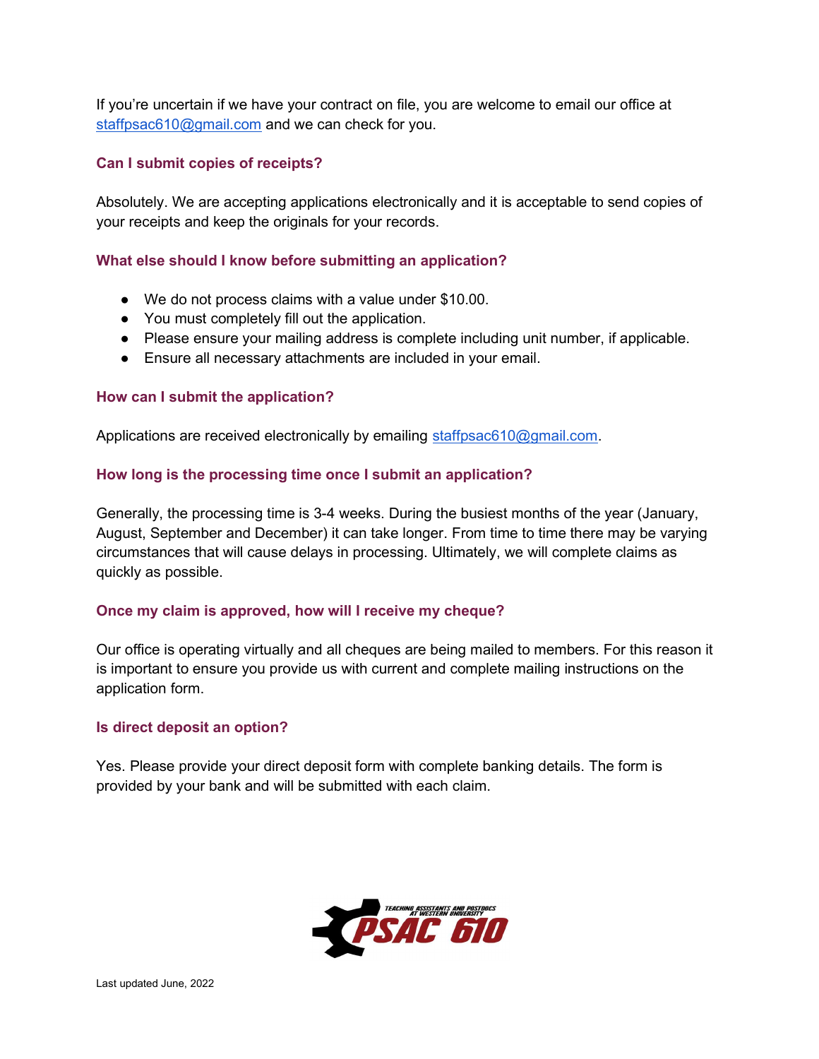If you're uncertain if we have your contract on file, you are welcome to email our office at staffpsac610@gmail.com and we can check for you.

### Can I submit copies of receipts?

Absolutely. We are accepting applications electronically and it is acceptable to send copies of your receipts and keep the originals for your records.

### What else should I know before submitting an application?

- We do not process claims with a value under $10.00.
- You must completely fill out the application.
- Please ensure your mailing address is complete including unit number, if applicable.
- Ensure all necessary attachments are included in your email.

### How can I submit the application?

Applications are received electronically by emailing staffpsac610@gmail.com.

### How long is the processing time once I submit an application?

Generally, the processing time is 3-4 weeks. During the busiest months of the year (January, August, September and December) it can take longer. From time to time there may be varying circumstances that will cause delays in processing. Ultimately, we will complete claims as quickly as possible.

### Once my claim is approved, how will I receive my cheque?

Our office is operating virtually and all cheques are being mailed to members. For this reason it is important to ensure you provide us with current and complete mailing instructions on the application form.

### Is direct deposit an option?

Yes. Please provide your direct deposit form with complete banking details. The form is provided by your bank and will be submitted with each claim.

Last updated June, 2022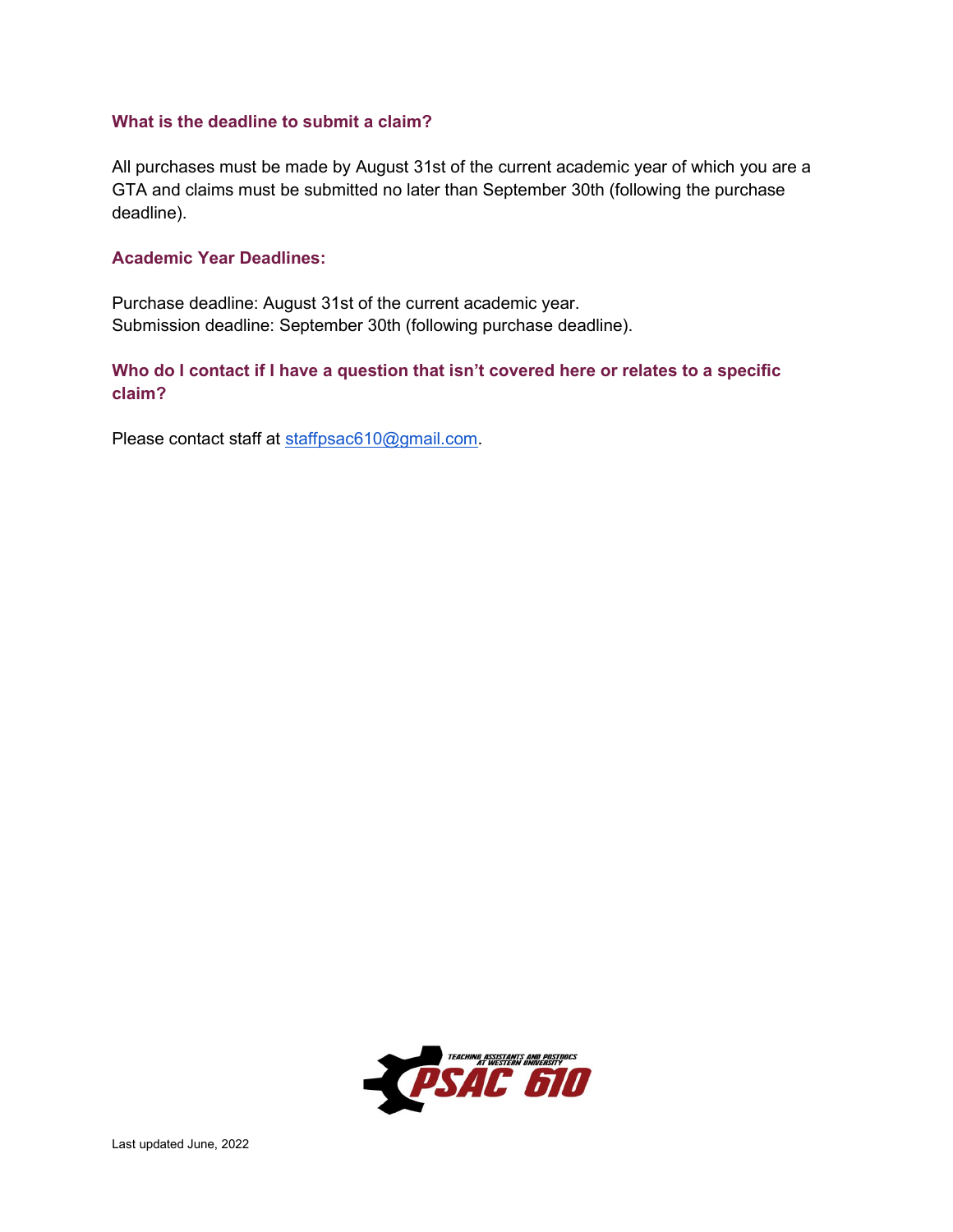### What is the deadline to submit a claim?

All purchases must be made by August 31st of the current academic year of which you are a GTA and claims must be submitted no later than September 30th (following the purchase deadline).

### Academic Year Deadlines:

Purchase deadline: August 31st of the current academic year.
Submission deadline: September 30th (following purchase deadline).

### Who do I contact if I have a question that isn't covered here or relates to a specific claim?

Please contact staff at staffpsac610@gmail.com.

TEACHING ASSISTANTS AND POSTDOCS AT WESTERN UNIVERSITY
PSAC 610

Last updated June, 2022